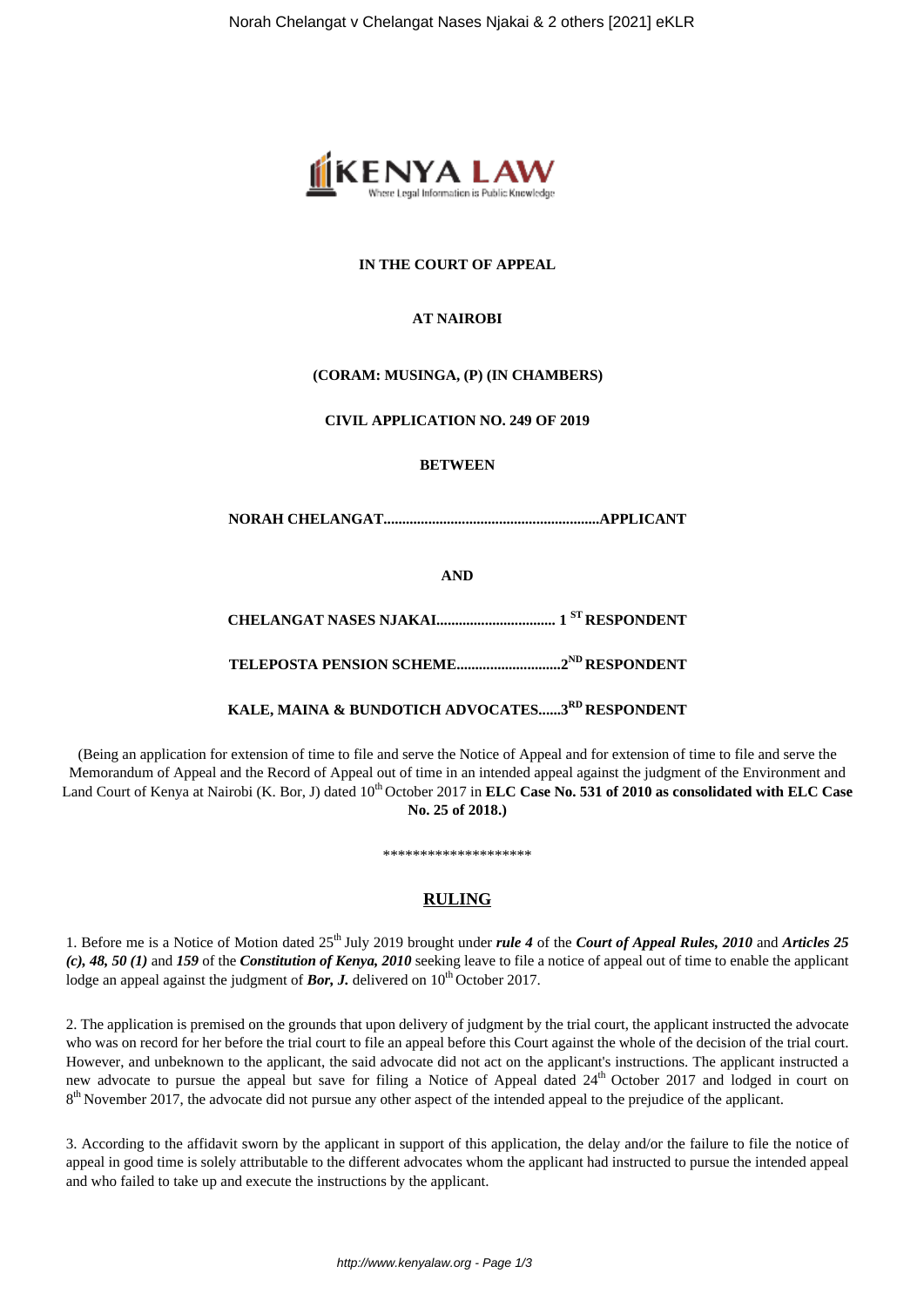**IN THE COURT OF APPEAL**

**AT NAIROBI**

**(CORAM: MUSINGA, (P) (IN CHAMBERS)**

**CIVIL APPLICATION NO. 249 OF 2019**

**BETWEEN**

**NORAH CHELANGAT.........................................................APPLICANT**

**AND**

**CHELANGAT NASES NJAKAI................................ 1[ST] RESPONDENT**

**TELEPOSTA PENSION SCHEME............................2[ND] RESPONDENT**

**KALE, MAINA & BUNDOTICH ADVOCATES......3[RD] RESPONDENT**

(Being an application for extension of time to file and serve the Notice of Appeal and for extension of time to file and serve the Memorandum of Appeal and the Record of Appeal out of time in an intended appeal against the judgment of the Environment and Land Court of Kenya at Nairobi (K. Bor, J) dated 10th October 2017 in **ELC Case No. 531 of 2010 as consolidated with ELC Case No. 25 of 2018.)**

\*\*\*\*\*\*\*\*\*\*\*\*\*\*\*\*\*\*\*\*

## RULING

1. Before me is a Notice of Motion dated 25th July 2019 brought under ***rule 4*** of the ***Court of Appeal Rules, 2010*** and ***Articles 25 (c), 48, 50 (1)*** and ***159*** of the ***Constitution of Kenya, 2010*** seeking leave to file a notice of appeal out of time to enable the applicant lodge an appeal against the judgment of ***Bor, J.*** delivered on 10th October 2017.

2. The application is premised on the grounds that upon delivery of judgment by the trial court, the applicant instructed the advocate who was on record for her before the trial court to file an appeal before this Court against the whole of the decision of the trial court. However, and unbeknown to the applicant, the said advocate did not act on the applicant's instructions. The applicant instructed a new advocate to pursue the appeal but save for filing a Notice of Appeal dated 24th October 2017 and lodged in court on 8th November 2017, the advocate did not pursue any other aspect of the intended appeal to the prejudice of the applicant.

3. According to the affidavit sworn by the applicant in support of this application, the delay and/or the failure to file the notice of appeal in good time is solely attributable to the different advocates whom the applicant had instructed to pursue the intended appeal and who failed to take up and execute the instructions by the applicant.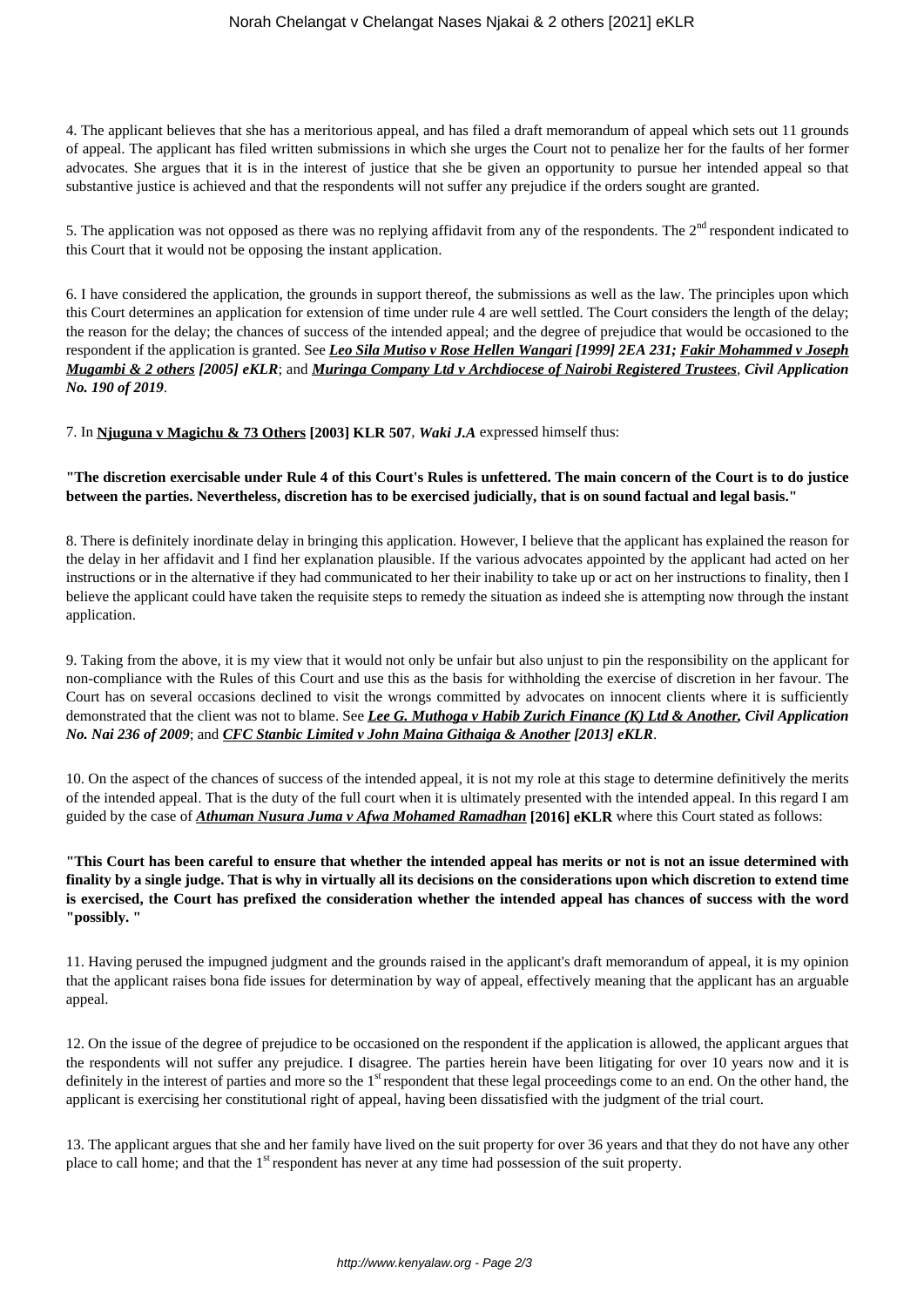4. The applicant believes that she has a meritorious appeal, and has filed a draft memorandum of appeal which sets out 11 grounds of appeal. The applicant has filed written submissions in which she urges the Court not to penalize her for the faults of her former advocates. She argues that it is in the interest of justice that she be given an opportunity to pursue her intended appeal so that substantive justice is achieved and that the respondents will not suffer any prejudice if the orders sought are granted.

5. The application was not opposed as there was no replying affidavit from any of the respondents. The 2nd respondent indicated to this Court that it would not be opposing the instant application.

6. I have considered the application, the grounds in support thereof, the submissions as well as the law. The principles upon which this Court determines an application for extension of time under rule 4 are well settled. The Court considers the length of the delay; the reason for the delay; the chances of success of the intended appeal; and the degree of prejudice that would be occasioned to the respondent if the application is granted. See ***Leo Sila Mutiso v Rose Hellen Wangari [1999] 2EA 231; Fakir Mohammed v Joseph Mugambi & 2 others [2005] eKLR***; and ***Muringa Company Ltd v Archdiocese of Nairobi Registered Trustees***, ***Civil Application No. 190 of 2019***.

7. In **Njuguna v Magichu & 73 Others [2003] KLR 507**, ***Waki J.A*** expressed himself thus:

**"The discretion exercisable under Rule 4 of this Court's Rules is unfettered. The main concern of the Court is to do justice between the parties. Nevertheless, discretion has to be exercised judicially, that is on sound factual and legal basis."**

8. There is definitely inordinate delay in bringing this application. However, I believe that the applicant has explained the reason for the delay in her affidavit and I find her explanation plausible. If the various advocates appointed by the applicant had acted on her instructions or in the alternative if they had communicated to her their inability to take up or act on her instructions to finality, then I believe the applicant could have taken the requisite steps to remedy the situation as indeed she is attempting now through the instant application.

9. Taking from the above, it is my view that it would not only be unfair but also unjust to pin the responsibility on the applicant for non-compliance with the Rules of this Court and use this as the basis for withholding the exercise of discretion in her favour. The Court has on several occasions declined to visit the wrongs committed by advocates on innocent clients where it is sufficiently demonstrated that the client was not to blame. See ***Lee G. Muthoga v Habib Zurich Finance (K) Ltd & Another, Civil Application No. Nai 236 of 2009***; and ***CFC Stanbic Limited v John Maina Githaiga & Another [2013] eKLR***.

10. On the aspect of the chances of success of the intended appeal, it is not my role at this stage to determine definitively the merits of the intended appeal. That is the duty of the full court when it is ultimately presented with the intended appeal. In this regard I am guided by the case of ***Athuman Nusura Juma v Afwa Mohamed Ramadhan*** **[2016] eKLR** where this Court stated as follows:

**"This Court has been careful to ensure that whether the intended appeal has merits or not is not an issue determined with finality by a single judge. That is why in virtually all its decisions on the considerations upon which discretion to extend time is exercised, the Court has prefixed the consideration whether the intended appeal has chances of success with the word "possibly. "**

11. Having perused the impugned judgment and the grounds raised in the applicant's draft memorandum of appeal, it is my opinion that the applicant raises bona fide issues for determination by way of appeal, effectively meaning that the applicant has an arguable appeal.

12. On the issue of the degree of prejudice to be occasioned on the respondent if the application is allowed, the applicant argues that the respondents will not suffer any prejudice. I disagree. The parties herein have been litigating for over 10 years now and it is definitely in the interest of parties and more so the 1st respondent that these legal proceedings come to an end. On the other hand, the applicant is exercising her constitutional right of appeal, having been dissatisfied with the judgment of the trial court.

13. The applicant argues that she and her family have lived on the suit property for over 36 years and that they do not have any other place to call home; and that the 1st respondent has never at any time had possession of the suit property.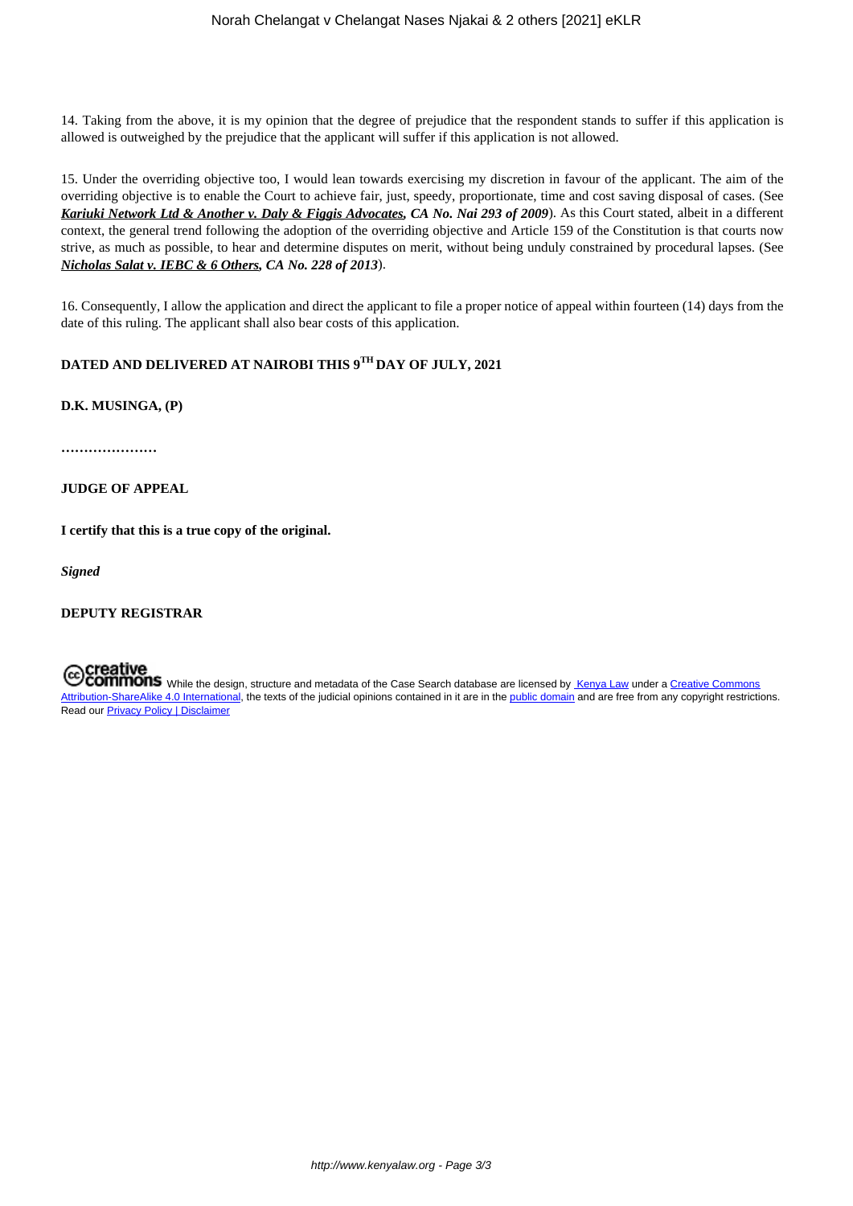14. Taking from the above, it is my opinion that the degree of prejudice that the respondent stands to suffer if this application is allowed is outweighed by the prejudice that the applicant will suffer if this application is not allowed.

15. Under the overriding objective too, I would lean towards exercising my discretion in favour of the applicant. The aim of the overriding objective is to enable the Court to achieve fair, just, speedy, proportionate, time and cost saving disposal of cases. (See ***Kariuki Network Ltd & Another v. Daly & Figgis Advocates**, CA No. Nai 293 of 2009*). As this Court stated, albeit in a different context, the general trend following the adoption of the overriding objective and Article 159 of the Constitution is that courts now strive, as much as possible, to hear and determine disputes on merit, without being unduly constrained by procedural lapses. (See ***Nicholas Salat v. IEBC & 6 Others**, CA No. 228 of 2013*).

16. Consequently, I allow the application and direct the applicant to file a proper notice of appeal within fourteen (14) days from the date of this ruling. The applicant shall also bear costs of this application.

**DATED AND DELIVERED AT NAIROBI THIS 9TH DAY OF JULY, 2021**

**D.K. MUSINGA, (P)**

…………………

**JUDGE OF APPEAL**

**I certify that this is a true copy of the original.**

***Signed***

**DEPUTY REGISTRAR**

While the design, structure and metadata of the Case Search database are licensed by Kenya Law under a Creative Commons Attribution-ShareAlike 4.0 International, the texts of the judicial opinions contained in it are in the public domain and are free from any copyright restrictions. Read our Privacy Policy | Disclaimer